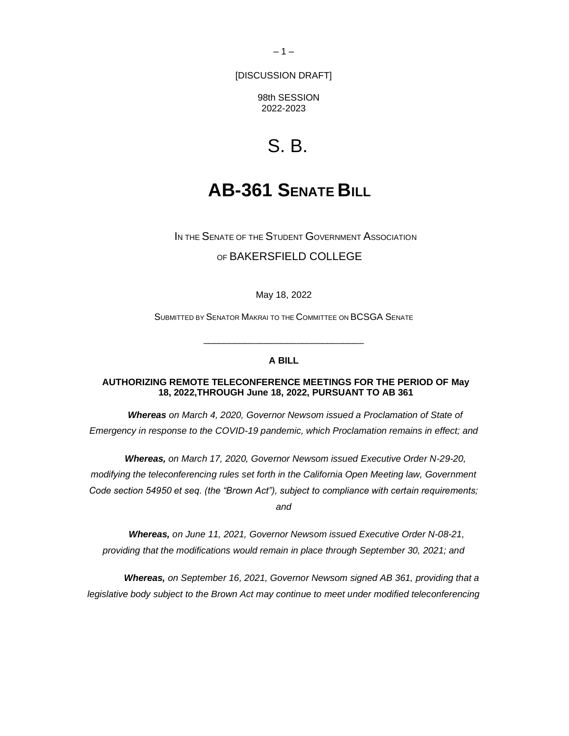[DISCUSSION DRAFT]

98th SESSION
2022-2023

# S. B.

# AB-361 SENATE BILL

IN THE SENATE OF THE STUDENT GOVERNMENT ASSOCIATION

OF BAKERSFIELD COLLEGE

May 18, 2022

SUBMITTED BY SENATOR MAKRAI TO THE COMMITTEE ON BCSGA SENATE

---

**A BILL**

**AUTHORIZING REMOTE TELECONFERENCE MEETINGS FOR THE PERIOD OF May 18, 2022,THROUGH June 18, 2022, PURSUANT TO AB 361**

***Whereas*** *on March 4, 2020, Governor Newsom issued a Proclamation of State of Emergency in response to the COVID-19 pandemic, which Proclamation remains in effect; and*

***Whereas,*** *on March 17, 2020, Governor Newsom issued Executive Order N-29-20, modifying the teleconferencing rules set forth in the California Open Meeting law, Government Code section 54950 et seq. (the "Brown Act"), subject to compliance with certain requirements; and*

***Whereas,*** *on June 11, 2021, Governor Newsom issued Executive Order N-08-21, providing that the modifications would remain in place through September 30, 2021; and*

***Whereas,*** *on September 16, 2021, Governor Newsom signed AB 361, providing that a legislative body subject to the Brown Act may continue to meet under modified teleconferencing*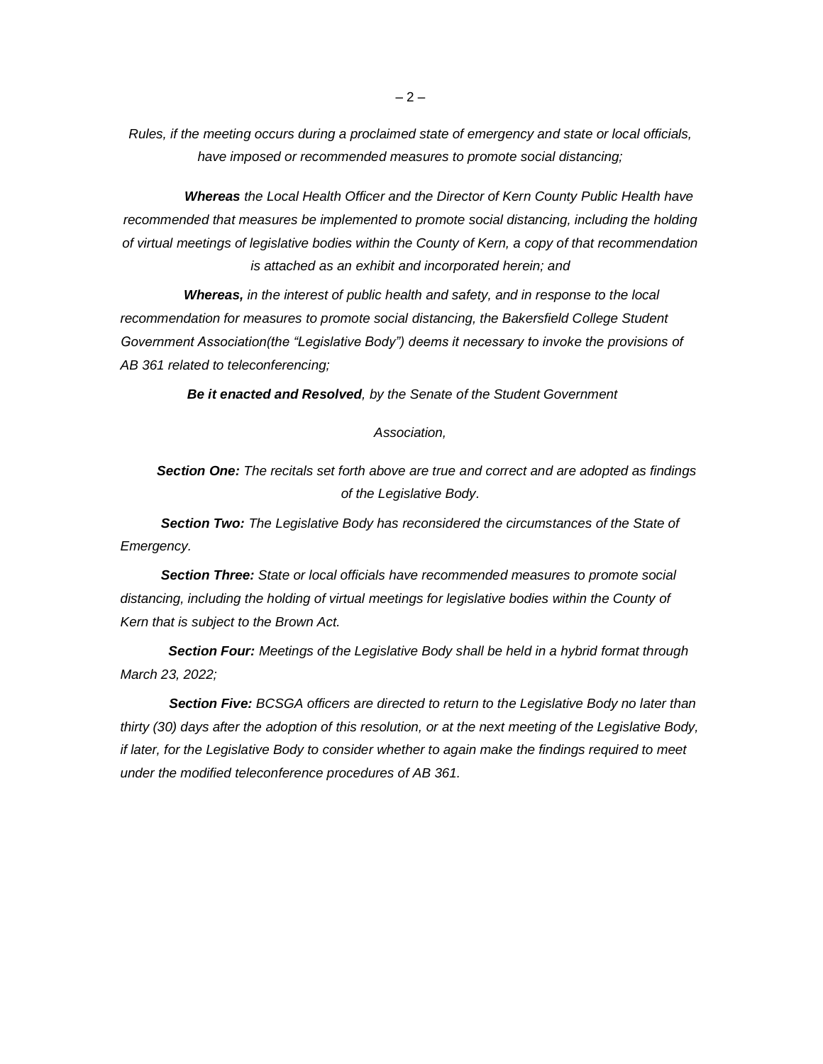*Rules, if the meeting occurs during a proclaimed state of emergency and state or local officials, have imposed or recommended measures to promote social distancing;*

***Whereas*** *the Local Health Officer and the Director of Kern County Public Health have recommended that measures be implemented to promote social distancing, including the holding of virtual meetings of legislative bodies within the County of Kern, a copy of that recommendation is attached as an exhibit and incorporated herein; and*

***Whereas,*** *in the interest of public health and safety, and in response to the local recommendation for measures to promote social distancing, the Bakersfield College Student Government Association(the "Legislative Body") deems it necessary to invoke the provisions of AB 361 related to teleconferencing;*

***Be it enacted and Resolved****, by the Senate of the Student Government Association,*

***Section One:*** *The recitals set forth above are true and correct and are adopted as findings of the Legislative Body.*

***Section Two:*** *The Legislative Body has reconsidered the circumstances of the State of Emergency.*

***Section Three:*** *State or local officials have recommended measures to promote social distancing, including the holding of virtual meetings for legislative bodies within the County of Kern that is subject to the Brown Act.*

***Section Four:*** *Meetings of the Legislative Body shall be held in a hybrid format through March 23, 2022;*

***Section Five:*** *BCSGA officers are directed to return to the Legislative Body no later than thirty (30) days after the adoption of this resolution, or at the next meeting of the Legislative Body, if later, for the Legislative Body to consider whether to again make the findings required to meet under the modified teleconference procedures of AB 361.*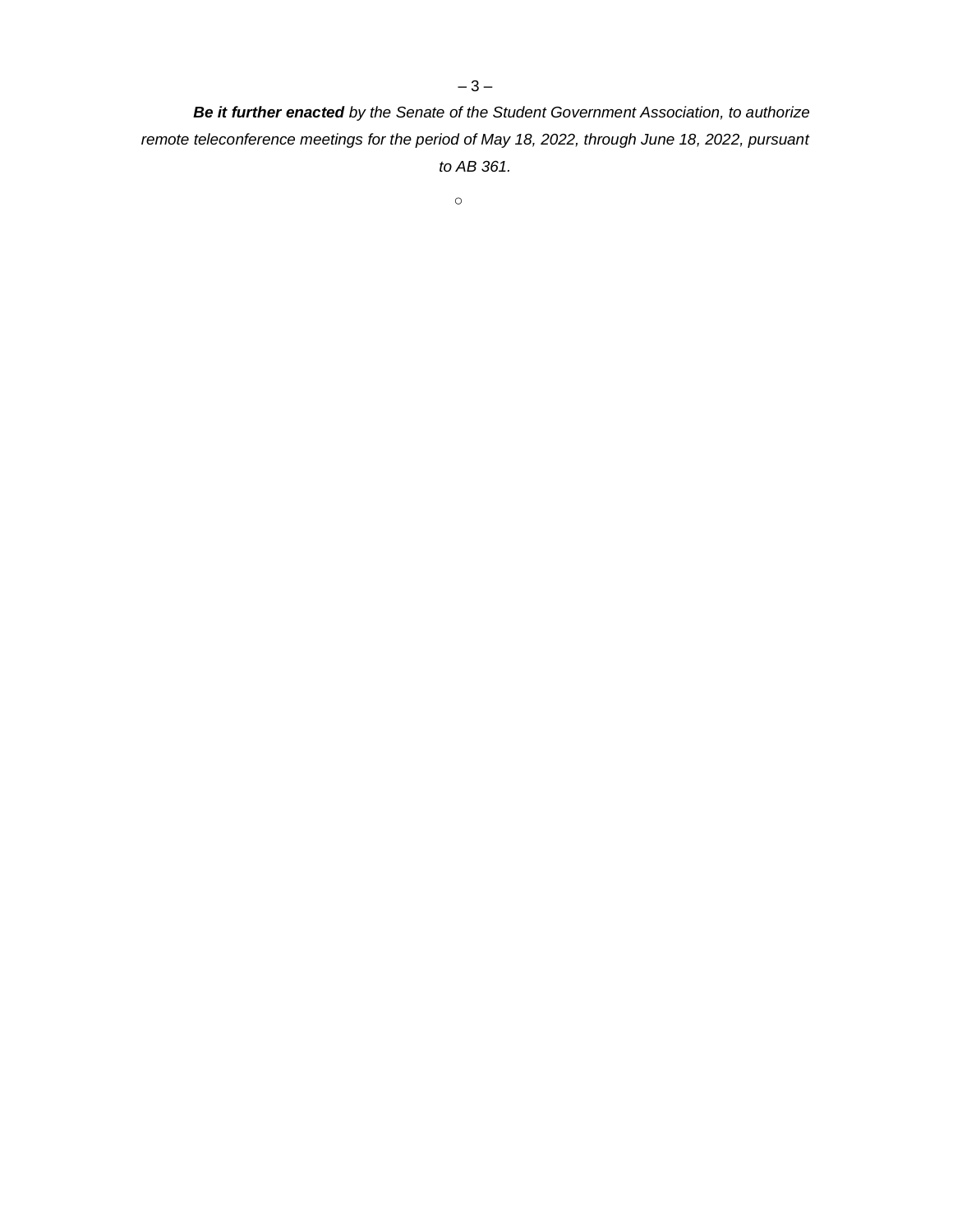***Be it further enacted** by the Senate of the Student Government Association, to authorize remote teleconference meetings for the period of May 18, 2022, through June 18, 2022, pursuant to AB 361.*

○